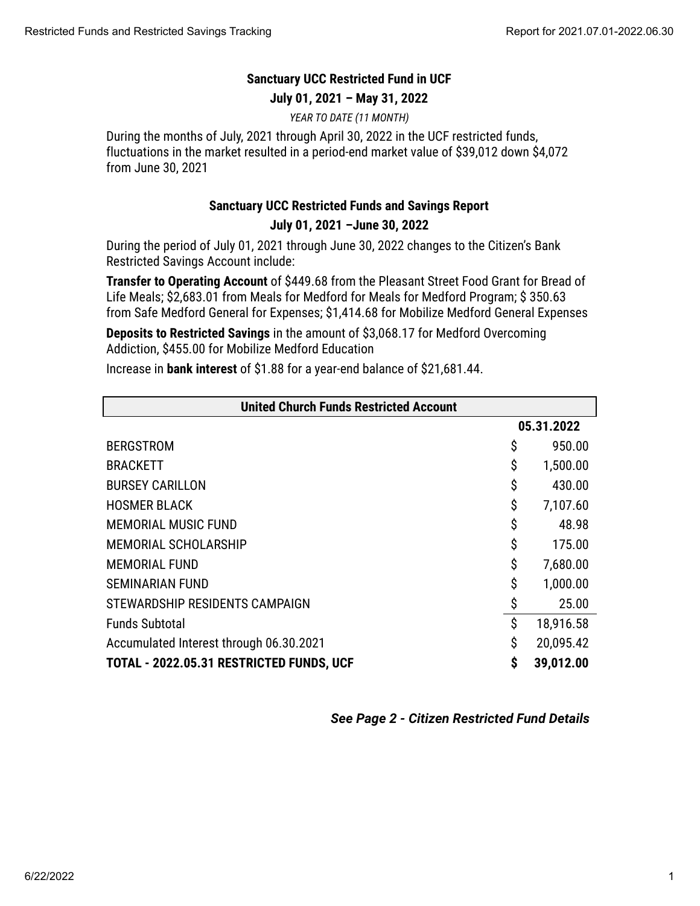## Sanctuary UCC Restricted Fund in UCF

### July 01, 2021 – May 31, 2022

*YEAR TO DATE (11 MONTH)*

During the months of July, 2021 through April 30, 2022 in the UCF restricted funds, fluctuations in the market resulted in a period-end market value of $39,012 down $4,072 from June 30, 2021

## Sanctuary UCC Restricted Funds and Savings Report

### July 01, 2021 –June 30, 2022

During the period of July 01, 2021 through June 30, 2022 changes to the Citizen's Bank Restricted Savings Account include:

**Transfer to Operating Account** of $449.68 from the Pleasant Street Food Grant for Bread of Life Meals; $2,683.01 from Meals for Medford for Meals for Medford Program; $ 350.63 from Safe Medford General for Expenses; $1,414.68 for Mobilize Medford General Expenses

**Deposits to Restricted Savings** in the amount of $3,068.17 for Medford Overcoming Addiction, $455.00 for Mobilize Medford Education

Increase in **bank interest** of $1.88 for a year-end balance of $21,681.44.

| United Church Funds Restricted Account | | |
|---|---|---|
| | | **05.31.2022** |
| BERGSTROM | $ | 950.00 |
| BRACKETT | $ | 1,500.00 |
| BURSEY CARILLON | $ | 430.00 |
| HOSMER BLACK | $ | 7,107.60 |
| MEMORIAL MUSIC FUND | $ | 48.98 |
| MEMORIAL SCHOLARSHIP | $ | 175.00 |
| MEMORIAL FUND | $ | 7,680.00 |
| SEMINARIAN FUND | $ | 1,000.00 |
| STEWARDSHIP RESIDENTS CAMPAIGN | $ | 25.00 |
| Funds Subtotal | $ | 18,916.58 |
| Accumulated Interest through 06.30.2021 | $ | 20,095.42 |
| **TOTAL - 2022.05.31 RESTRICTED FUNDS, UCF** | **$** | **39,012.00** |

***See Page 2 - Citizen Restricted Fund Details***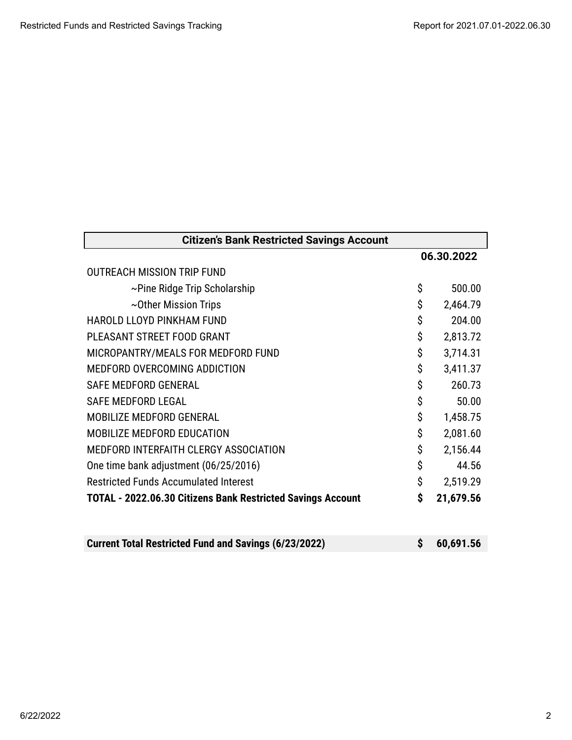| Citizen's Bank Restricted Savings Account | | |
| --- | --- | --- |
| | | **06.30.2022** |
| OUTREACH MISSION TRIP FUND | | |
| ~Pine Ridge Trip Scholarship | $ | 500.00 |
| ~Other Mission Trips | $ | 2,464.79 |
| HAROLD LLOYD PINKHAM FUND | $ | 204.00 |
| PLEASANT STREET FOOD GRANT | $ | 2,813.72 |
| MICROPANTRY/MEALS FOR MEDFORD FUND | $ | 3,714.31 |
| MEDFORD OVERCOMING ADDICTION | $ | 3,411.37 |
| SAFE MEDFORD GENERAL | $ | 260.73 |
| SAFE MEDFORD LEGAL | $ | 50.00 |
| MOBILIZE MEDFORD GENERAL | $ | 1,458.75 |
| MOBILIZE MEDFORD EDUCATION | $ | 2,081.60 |
| MEDFORD INTERFAITH CLERGY ASSOCIATION | $ | 2,156.44 |
| One time bank adjustment (06/25/2016) | $ | 44.56 |
| Restricted Funds Accumulated Interest | $ | 2,519.29 |
| **TOTAL - 2022.06.30 Citizens Bank Restricted Savings Account** | **$** | **21,679.56** |

| | | |
| --- | --- | --- |
| **Current Total Restricted Fund and Savings (6/23/2022)** | **$** | **60,691.56** |